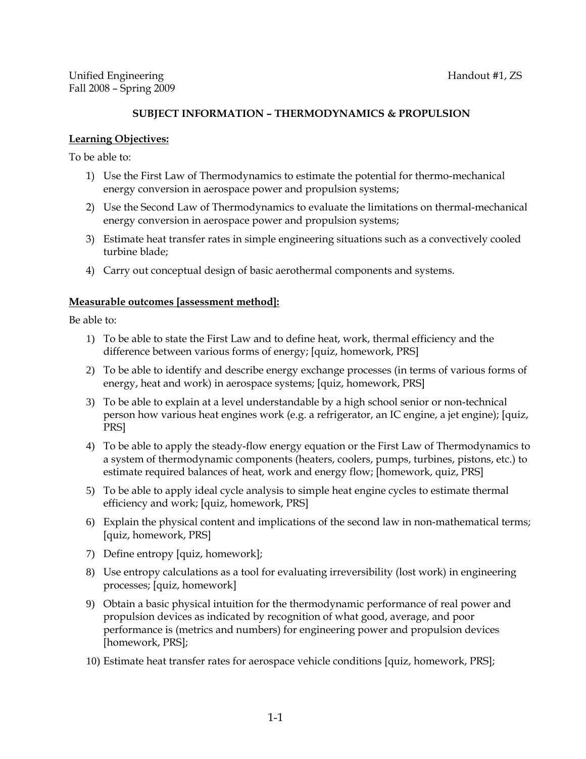Unified Engineering
Fall 2008 – Spring 2009

Handout #1, ZS

## SUBJECT INFORMATION – THERMODYNAMICS & PROPULSION

**Learning Objectives:**

To be able to:

1) Use the First Law of Thermodynamics to estimate the potential for thermo-mechanical energy conversion in aerospace power and propulsion systems;
2) Use the Second Law of Thermodynamics to evaluate the limitations on thermal-mechanical energy conversion in aerospace power and propulsion systems;
3) Estimate heat transfer rates in simple engineering situations such as a convectively cooled turbine blade;
4) Carry out conceptual design of basic aerothermal components and systems.

**Measurable outcomes [assessment method]:**

Be able to:

1) To be able to state the First Law and to define heat, work, thermal efficiency and the difference between various forms of energy; [quiz, homework, PRS]
2) To be able to identify and describe energy exchange processes (in terms of various forms of energy, heat and work) in aerospace systems; [quiz, homework, PRS]
3) To be able to explain at a level understandable by a high school senior or non-technical person how various heat engines work (e.g. a refrigerator, an IC engine, a jet engine); [quiz, PRS]
4) To be able to apply the steady-flow energy equation or the First Law of Thermodynamics to a system of thermodynamic components (heaters, coolers, pumps, turbines, pistons, etc.) to estimate required balances of heat, work and energy flow; [homework, quiz, PRS]
5) To be able to apply ideal cycle analysis to simple heat engine cycles to estimate thermal efficiency and work; [quiz, homework, PRS]
6) Explain the physical content and implications of the second law in non-mathematical terms; [quiz, homework, PRS]
7) Define entropy [quiz, homework];
8) Use entropy calculations as a tool for evaluating irreversibility (lost work) in engineering processes; [quiz, homework]
9) Obtain a basic physical intuition for the thermodynamic performance of real power and propulsion devices as indicated by recognition of what good, average, and poor performance is (metrics and numbers) for engineering power and propulsion devices [homework, PRS];
10) Estimate heat transfer rates for aerospace vehicle conditions [quiz, homework, PRS];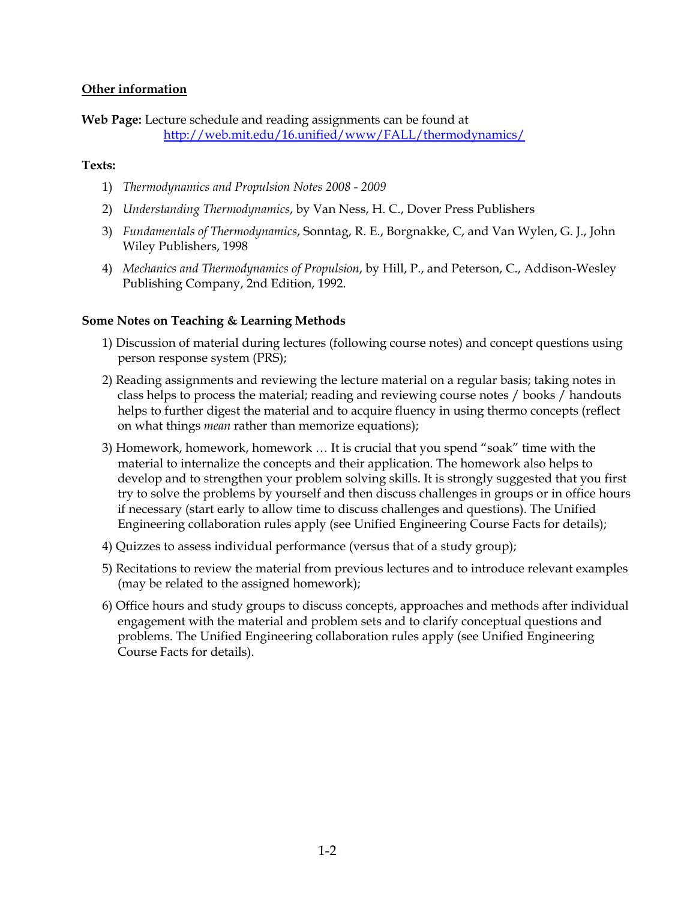## Other information

**Web Page:** Lecture schedule and reading assignments can be found at
http://web.mit.edu/16.unified/www/FALL/thermodynamics/

**Texts:**

1) *Thermodynamics and Propulsion Notes 2008 - 2009*
2) *Understanding Thermodynamics*, by Van Ness, H. C., Dover Press Publishers
3) *Fundamentals of Thermodynamics*, Sonntag, R. E., Borgnakke, C, and Van Wylen, G. J., John Wiley Publishers, 1998
4) *Mechanics and Thermodynamics of Propulsion*, by Hill, P., and Peterson, C., Addison-Wesley Publishing Company, 2nd Edition, 1992.

**Some Notes on Teaching & Learning Methods**

1) Discussion of material during lectures (following course notes) and concept questions using person response system (PRS);
2) Reading assignments and reviewing the lecture material on a regular basis; taking notes in class helps to process the material; reading and reviewing course notes / books / handouts helps to further digest the material and to acquire fluency in using thermo concepts (reflect on what things *mean* rather than memorize equations);
3) Homework, homework, homework … It is crucial that you spend "soak" time with the material to internalize the concepts and their application. The homework also helps to develop and to strengthen your problem solving skills. It is strongly suggested that you first try to solve the problems by yourself and then discuss challenges in groups or in office hours if necessary (start early to allow time to discuss challenges and questions). The Unified Engineering collaboration rules apply (see Unified Engineering Course Facts for details);
4) Quizzes to assess individual performance (versus that of a study group);
5) Recitations to review the material from previous lectures and to introduce relevant examples (may be related to the assigned homework);
6) Office hours and study groups to discuss concepts, approaches and methods after individual engagement with the material and problem sets and to clarify conceptual questions and problems. The Unified Engineering collaboration rules apply (see Unified Engineering Course Facts for details).